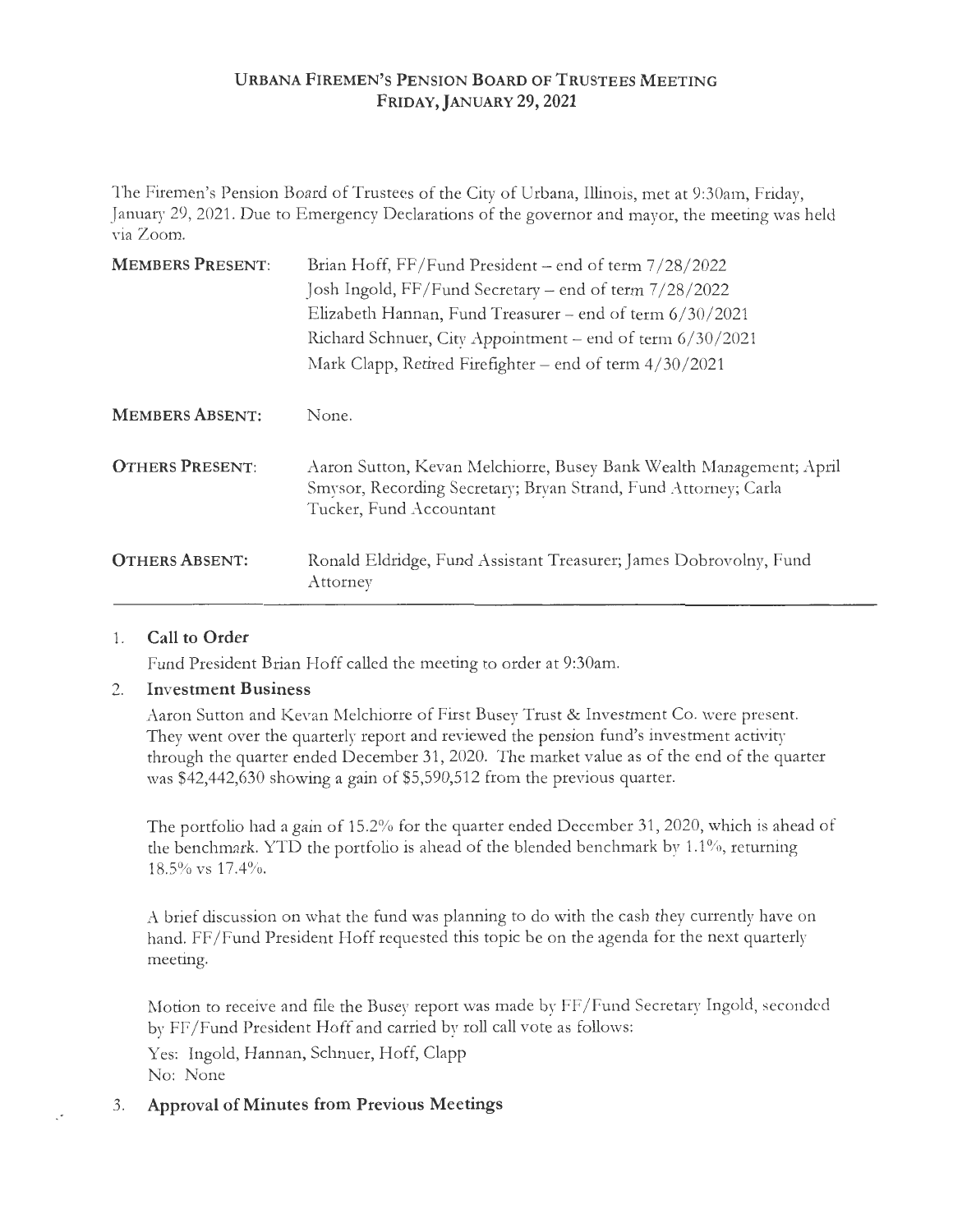# URBANA FIREMEN'S PENSION BOARD OF TRUSTEES MEETING
## FRIDAY, JANUARY 29, 2021

The Firemen's Pension Board of Trustees of the City of Urbana, Illinois, met at 9:30am, Friday, January 29, 2021. Due to Emergency Declarations of the governor and mayor, the meeting was held via Zoom.

**MEMBERS PRESENT:**
Brian Hoff, FF/Fund President – end of term 7/28/2022
Josh Ingold, FF/Fund Secretary – end of term 7/28/2022
Elizabeth Hannan, Fund Treasurer – end of term 6/30/2021
Richard Schnuer, City Appointment – end of term 6/30/2021
Mark Clapp, Retired Firefighter – end of term 4/30/2021

**MEMBERS ABSENT:** None.

**OTHERS PRESENT:** Aaron Sutton, Kevan Melchiorre, Busey Bank Wealth Management; April Smysor, Recording Secretary; Bryan Strand, Fund Attorney; Carla Tucker, Fund Accountant

**OTHERS ABSENT:** Ronald Eldridge, Fund Assistant Treasurer; James Dobrovolny, Fund Attorney

1. **Call to Order**

   Fund President Brian Hoff called the meeting to order at 9:30am.

2. **Investment Business**

   Aaron Sutton and Kevan Melchiorre of First Busey Trust & Investment Co. were present. They went over the quarterly report and reviewed the pension fund's investment activity through the quarter ended December 31, 2020. The market value as of the end of the quarter was $42,442,630 showing a gain of $5,590,512 from the previous quarter.

   The portfolio had a gain of 15.2% for the quarter ended December 31, 2020, which is ahead of the benchmark. YTD the portfolio is ahead of the blended benchmark by 1.1%, returning 18.5% vs 17.4%.

   A brief discussion on what the fund was planning to do with the cash they currently have on hand. FF/Fund President Hoff requested this topic be on the agenda for the next quarterly meeting.

   Motion to receive and file the Busey report was made by FF/Fund Secretary Ingold, seconded by FF/Fund President Hoff and carried by roll call vote as follows:

   Yes: Ingold, Hannan, Schnuer, Hoff, Clapp
   No: None

3. **Approval of Minutes from Previous Meetings**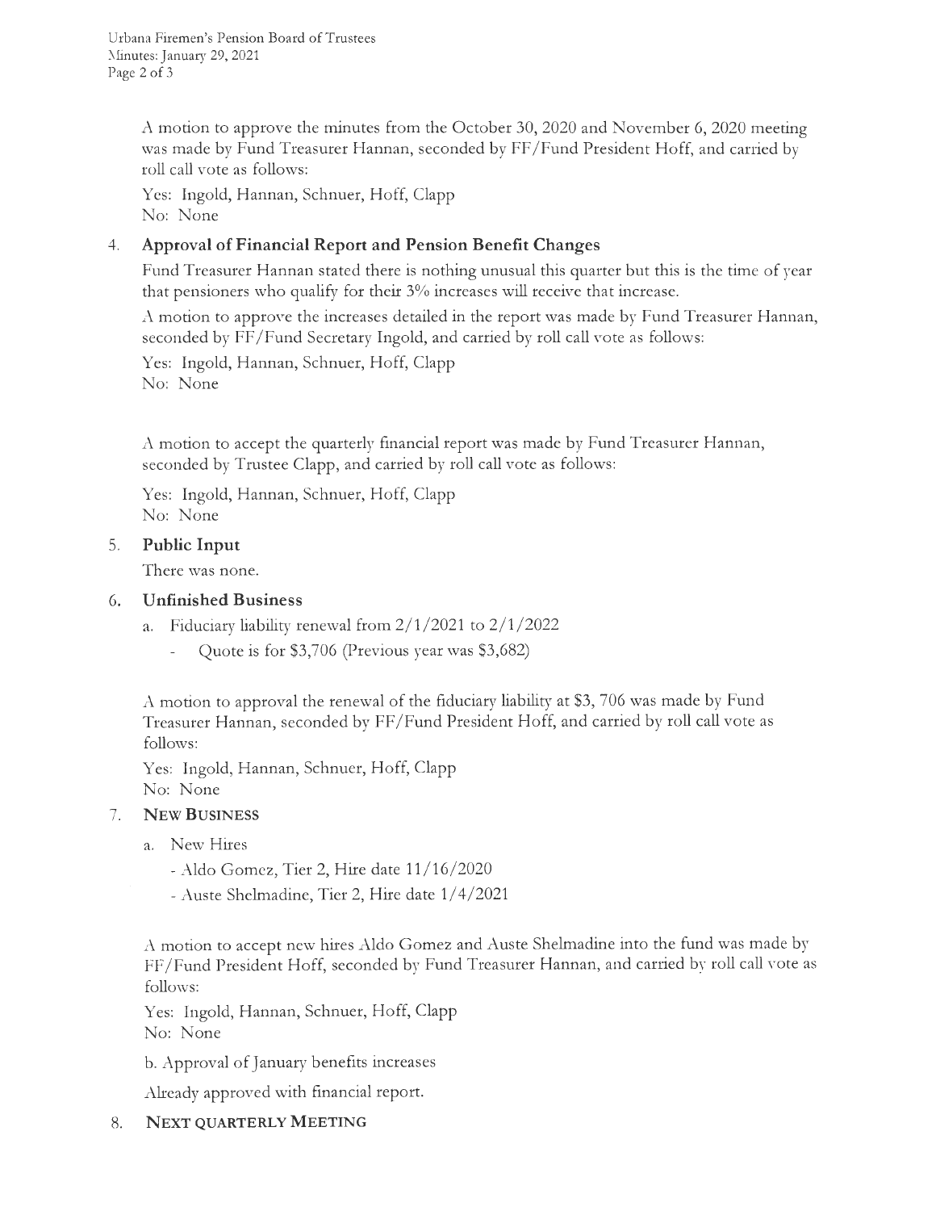A motion to approve the minutes from the October 30, 2020 and November 6, 2020 meeting was made by Fund Treasurer Hannan, seconded by FF/Fund President Hoff, and carried by roll call vote as follows:

Yes: Ingold, Hannan, Schnuer, Hoff, Clapp
No: None

4. **Approval of Financial Report and Pension Benefit Changes**

Fund Treasurer Hannan stated there is nothing unusual this quarter but this is the time of year that pensioners who qualify for their 3% increases will receive that increase.

A motion to approve the increases detailed in the report was made by Fund Treasurer Hannan, seconded by FF/Fund Secretary Ingold, and carried by roll call vote as follows:

Yes: Ingold, Hannan, Schnuer, Hoff, Clapp
No: None

A motion to accept the quarterly financial report was made by Fund Treasurer Hannan, seconded by Trustee Clapp, and carried by roll call vote as follows:

Yes: Ingold, Hannan, Schnuer, Hoff, Clapp
No: None

5. **Public Input**

There was none.

6. **Unfinished Business**

   a. Fiduciary liability renewal from 2/1/2021 to 2/1/2022
      - Quote is for $3,706 (Previous year was $3,682)

A motion to approval the renewal of the fiduciary liability at $3, 706 was made by Fund Treasurer Hannan, seconded by FF/Fund President Hoff, and carried by roll call vote as follows:

Yes: Ingold, Hannan, Schnuer, Hoff, Clapp
No: None

7. **NEW BUSINESS**

   a. New Hires
      - Aldo Gomez, Tier 2, Hire date 11/16/2020
      - Auste Shelmadine, Tier 2, Hire date 1/4/2021

A motion to accept new hires Aldo Gomez and Auste Shelmadine into the fund was made by FF/Fund President Hoff, seconded by Fund Treasurer Hannan, and carried by roll call vote as follows:

Yes: Ingold, Hannan, Schnuer, Hoff, Clapp
No: None

b. Approval of January benefits increases

Already approved with financial report.

8. **NEXT QUARTERLY MEETING**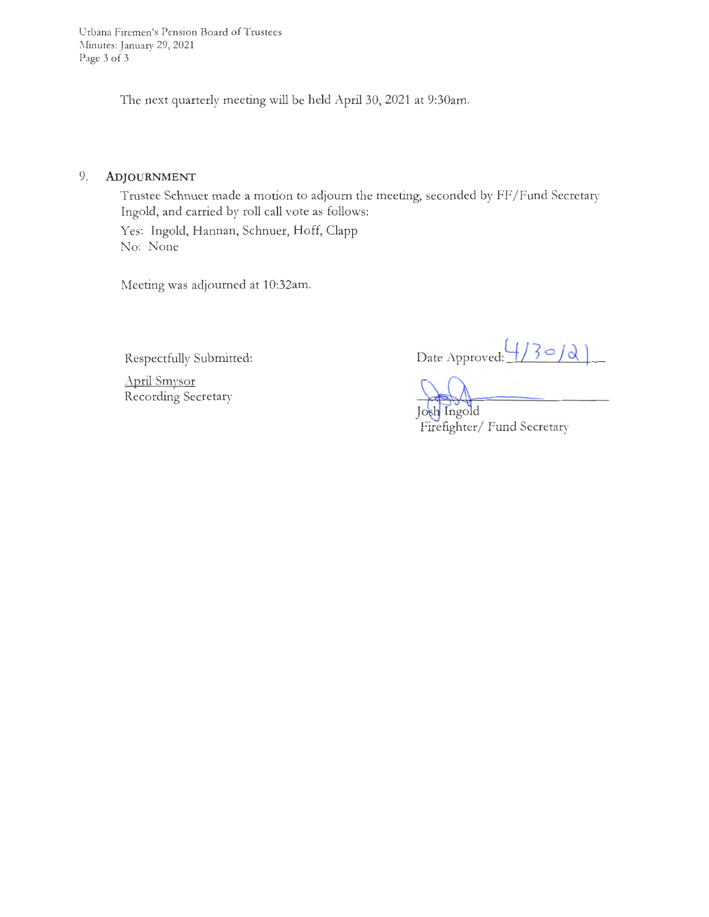The next quarterly meeting will be held April 30, 2021 at 9:30am.

## 9. Adjournment

Trustee Schnuer made a motion to adjourn the meeting, seconded by FF/Fund Secretary Ingold, and carried by roll call vote as follows:

Yes: Ingold, Hannan, Schnuer, Hoff, Clapp
No: None

Meeting was adjourned at 10:32am.

Respectfully Submitted:

April Smysor
Recording Secretary

Date Approved: 4/30/21

Josh Ingold
Firefighter/ Fund Secretary